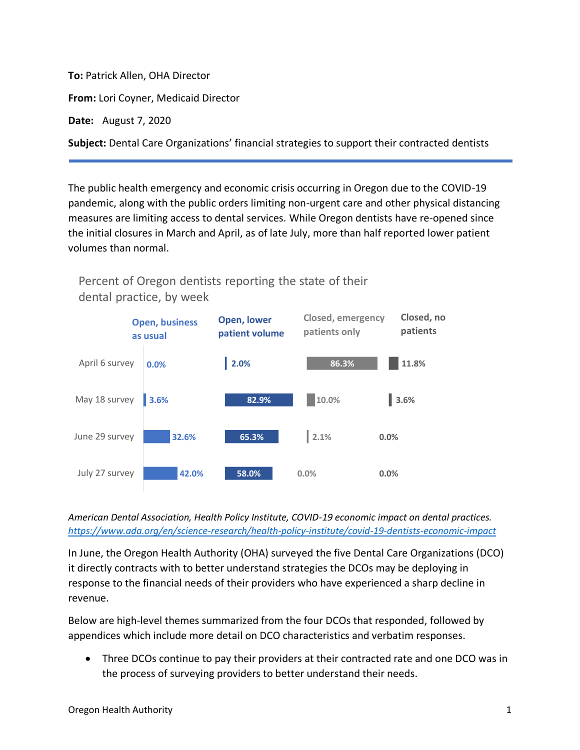**To:** Patrick Allen, OHA Director

**From:** Lori Coyner, Medicaid Director

**Date:** August 7, 2020

**Subject:** Dental Care Organizations' financial strategies to support their contracted dentists

---

The public health emergency and economic crisis occurring in Oregon due to the COVID-19 pandemic, along with the public orders limiting non-urgent care and other physical distancing measures are limiting access to dental services. While Oregon dentists have re-opened since the initial closures in March and April, as of late July, more than half reported lower patient volumes than normal.

Percent of Oregon dentists reporting the state of their dental practice, by week

| | Open, business as usual | Open, lower patient volume | Closed, emergency patients only | Closed, no patients |
|---|---|---|---|---|
| April 6 survey | 0.0% | 2.0% | 86.3% | 11.8% |
| May 18 survey | 3.6% | 82.9% | 10.0% | 3.6% |
| June 29 survey | 32.6% | 65.3% | 2.1% | 0.0% |
| July 27 survey | 42.0% | 58.0% | 0.0% | 0.0% |

*American Dental Association, Health Policy Institute, COVID-19 economic impact on dental practices.* https://www.ada.org/en/science-research/health-policy-institute/covid-19-dentists-economic-impact

In June, the Oregon Health Authority (OHA) surveyed the five Dental Care Organizations (DCO) it directly contracts with to better understand strategies the DCOs may be deploying in response to the financial needs of their providers who have experienced a sharp decline in revenue.

Below are high-level themes summarized from the four DCOs that responded, followed by appendices which include more detail on DCO characteristics and verbatim responses.

- Three DCOs continue to pay their providers at their contracted rate and one DCO was in the process of surveying providers to better understand their needs.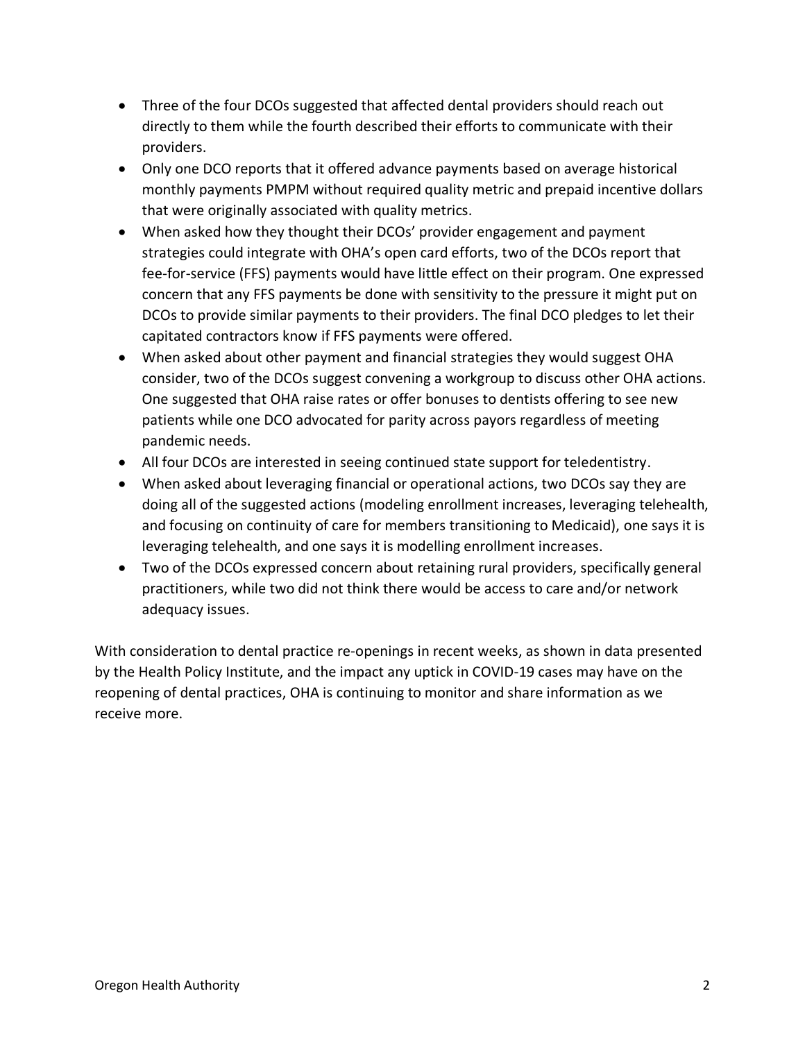- Three of the four DCOs suggested that affected dental providers should reach out directly to them while the fourth described their efforts to communicate with their providers.
- Only one DCO reports that it offered advance payments based on average historical monthly payments PMPM without required quality metric and prepaid incentive dollars that were originally associated with quality metrics.
- When asked how they thought their DCOs' provider engagement and payment strategies could integrate with OHA's open card efforts, two of the DCOs report that fee-for-service (FFS) payments would have little effect on their program. One expressed concern that any FFS payments be done with sensitivity to the pressure it might put on DCOs to provide similar payments to their providers. The final DCO pledges to let their capitated contractors know if FFS payments were offered.
- When asked about other payment and financial strategies they would suggest OHA consider, two of the DCOs suggest convening a workgroup to discuss other OHA actions. One suggested that OHA raise rates or offer bonuses to dentists offering to see new patients while one DCO advocated for parity across payors regardless of meeting pandemic needs.
- All four DCOs are interested in seeing continued state support for teledentistry.
- When asked about leveraging financial or operational actions, two DCOs say they are doing all of the suggested actions (modeling enrollment increases, leveraging telehealth, and focusing on continuity of care for members transitioning to Medicaid), one says it is leveraging telehealth, and one says it is modelling enrollment increases.
- Two of the DCOs expressed concern about retaining rural providers, specifically general practitioners, while two did not think there would be access to care and/or network adequacy issues.

With consideration to dental practice re-openings in recent weeks, as shown in data presented by the Health Policy Institute, and the impact any uptick in COVID-19 cases may have on the reopening of dental practices, OHA is continuing to monitor and share information as we receive more.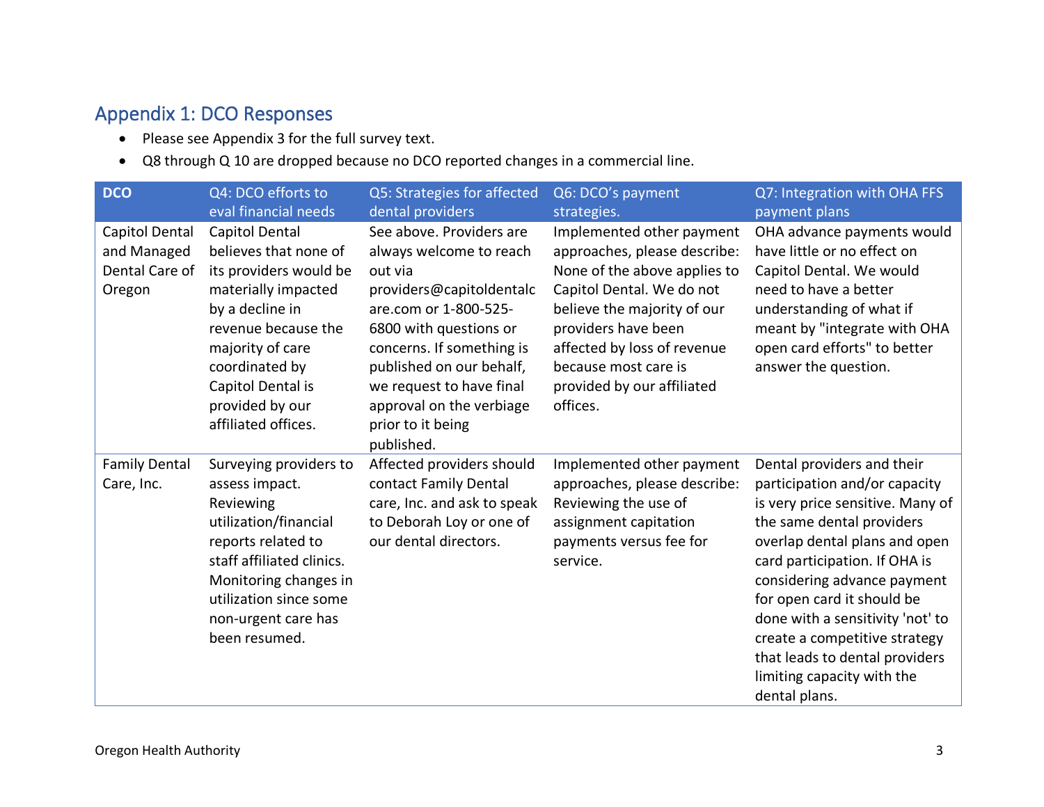## Appendix 1: DCO Responses

- Please see Appendix 3 for the full survey text.
- Q8 through Q 10 are dropped because no DCO reported changes in a commercial line.

| DCO | Q4: DCO efforts to eval financial needs | Q5: Strategies for affected dental providers | Q6: DCO's payment strategies. | Q7: Integration with OHA FFS payment plans |
|---|---|---|---|---|
| Capitol Dental and Managed Dental Care of Oregon | Capitol Dental believes that none of its providers would be materially impacted by a decline in revenue because the majority of care coordinated by Capitol Dental is provided by our affiliated offices. | See above. Providers are always welcome to reach out via providers@capitoldentalcare.com or 1-800-525-6800 with questions or concerns. If something is published on our behalf, we request to have final approval on the verbiage prior to it being published. | Implemented other payment approaches, please describe: None of the above applies to Capitol Dental. We do not believe the majority of our providers have been affected by loss of revenue because most care is provided by our affiliated offices. | OHA advance payments would have little or no effect on Capitol Dental. We would need to have a better understanding of what if meant by "integrate with OHA open card efforts" to better answer the question. |
| Family Dental Care, Inc. | Surveying providers to assess impact. Reviewing utilization/financial reports related to staff affiliated clinics. Monitoring changes in utilization since some non-urgent care has been resumed. | Affected providers should contact Family Dental care, Inc. and ask to speak to Deborah Loy or one of our dental directors. | Implemented other payment approaches, please describe: Reviewing the use of assignment capitation payments versus fee for service. | Dental providers and their participation and/or capacity is very price sensitive. Many of the same dental providers overlap dental plans and open card participation. If OHA is considering advance payment for open card it should be done with a sensitivity 'not' to create a competitive strategy that leads to dental providers limiting capacity with the dental plans. |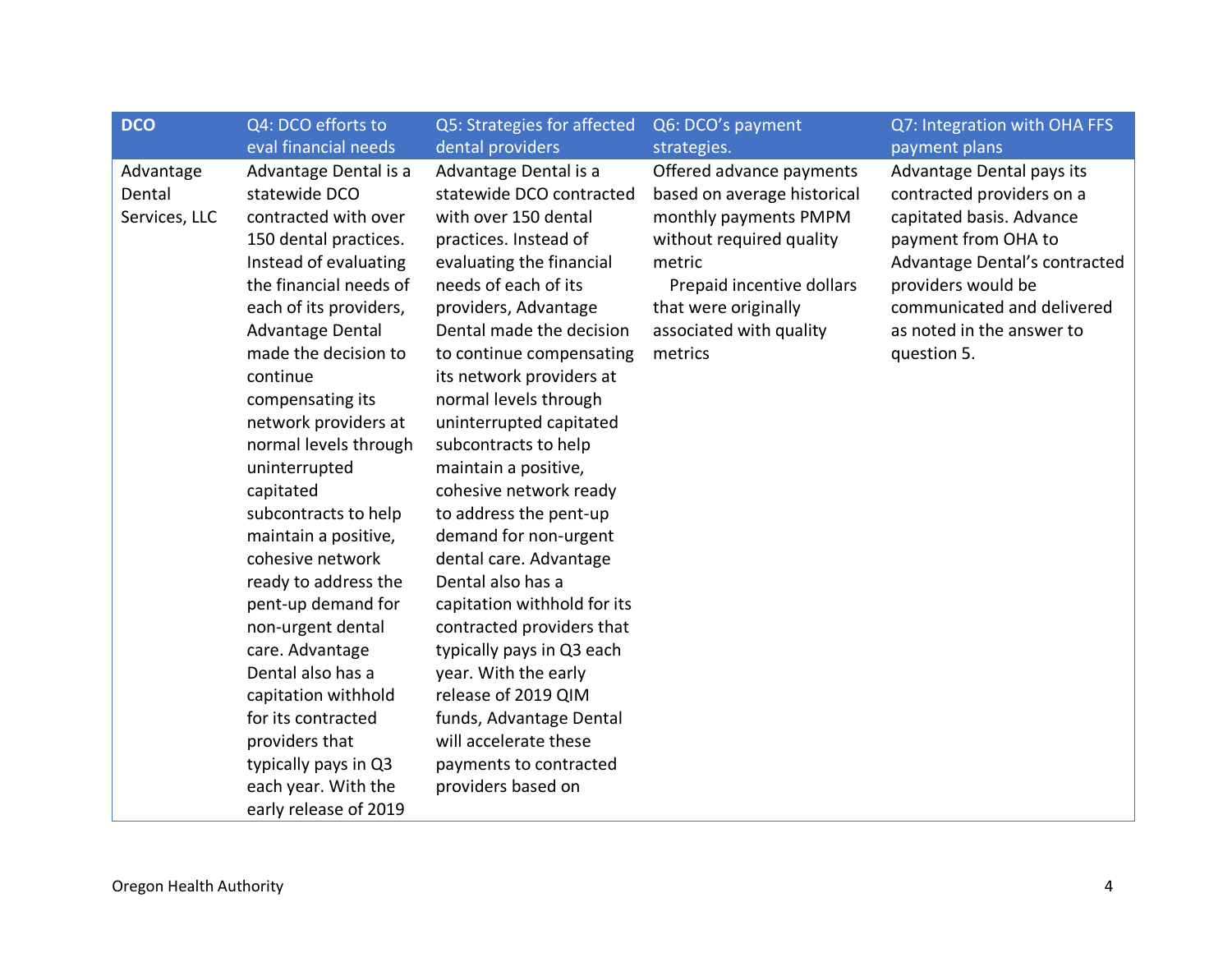| DCO | Q4: DCO efforts to eval financial needs | Q5: Strategies for affected dental providers | Q6: DCO's payment strategies. | Q7: Integration with OHA FFS payment plans |
|---|---|---|---|---|
| Advantage Dental Services, LLC | Advantage Dental is a statewide DCO contracted with over 150 dental practices. Instead of evaluating the financial needs of each of its providers, Advantage Dental made the decision to continue compensating its network providers at normal levels through uninterrupted capitated subcontracts to help maintain a positive, cohesive network ready to address the pent-up demand for non-urgent dental care. Advantage Dental also has a capitation withhold for its contracted providers that typically pays in Q3 each year. With the early release of 2019 | Advantage Dental is a statewide DCO contracted with over 150 dental practices. Instead of evaluating the financial needs of each of its providers, Advantage Dental made the decision to continue compensating its network providers at normal levels through uninterrupted capitated subcontracts to help maintain a positive, cohesive network ready to address the pent-up demand for non-urgent dental care. Advantage Dental also has a capitation withhold for its contracted providers that typically pays in Q3 each year. With the early release of 2019 QIM funds, Advantage Dental will accelerate these payments to contracted providers based on | Offered advance payments based on average historical monthly payments PMPM without required quality metric<br>Prepaid incentive dollars that were originally associated with quality metrics | Advantage Dental pays its contracted providers on a capitated basis. Advance payment from OHA to Advantage Dental's contracted providers would be communicated and delivered as noted in the answer to question 5. |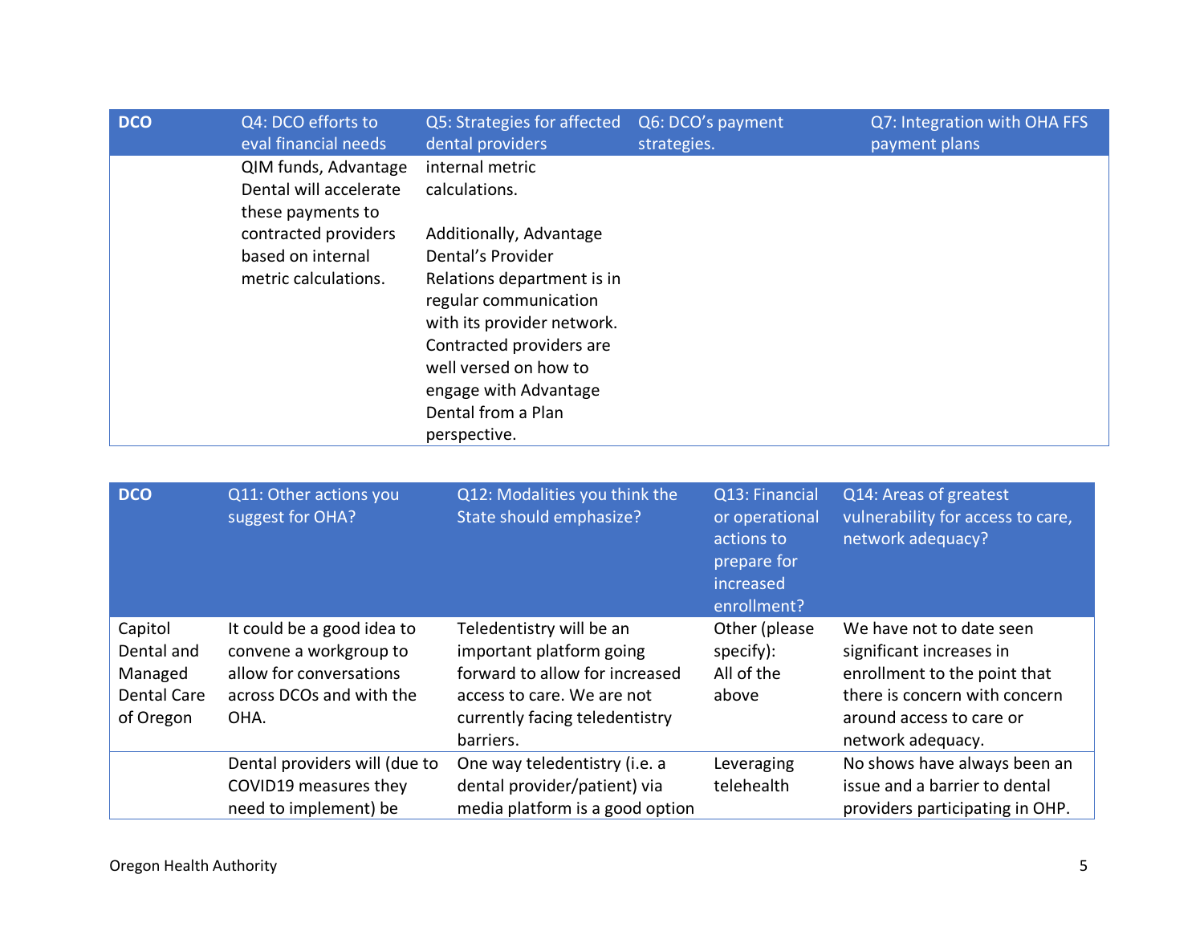| DCO | Q4: DCO efforts to eval financial needs | Q5: Strategies for affected dental providers | Q6: DCO's payment strategies. | Q7: Integration with OHA FFS payment plans |
|---|---|---|---|---|
| | QIM funds, Advantage Dental will accelerate these payments to contracted providers based on internal metric calculations. | internal metric calculations.<br><br>Additionally, Advantage Dental's Provider Relations department is in regular communication with its provider network. Contracted providers are well versed on how to engage with Advantage Dental from a Plan perspective. | | |

| DCO | Q11: Other actions you suggest for OHA? | Q12: Modalities you think the State should emphasize? | Q13: Financial or operational actions to prepare for increased enrollment? | Q14: Areas of greatest vulnerability for access to care, network adequacy? |
|---|---|---|---|---|
| Capitol Dental and Managed Dental Care of Oregon | It could be a good idea to convene a workgroup to allow for conversations across DCOs and with the OHA. | Teledentistry will be an important platform going forward to allow for increased access to care. We are not currently facing teledentistry barriers. | Other (please specify): All of the above | We have not to date seen significant increases in enrollment to the point that there is concern with concern around access to care or network adequacy. |
| | Dental providers will (due to COVID19 measures they need to implement) be | One way teledentistry (i.e. a dental provider/patient) via media platform is a good option | Leveraging telehealth | No shows have always been an issue and a barrier to dental providers participating in OHP. |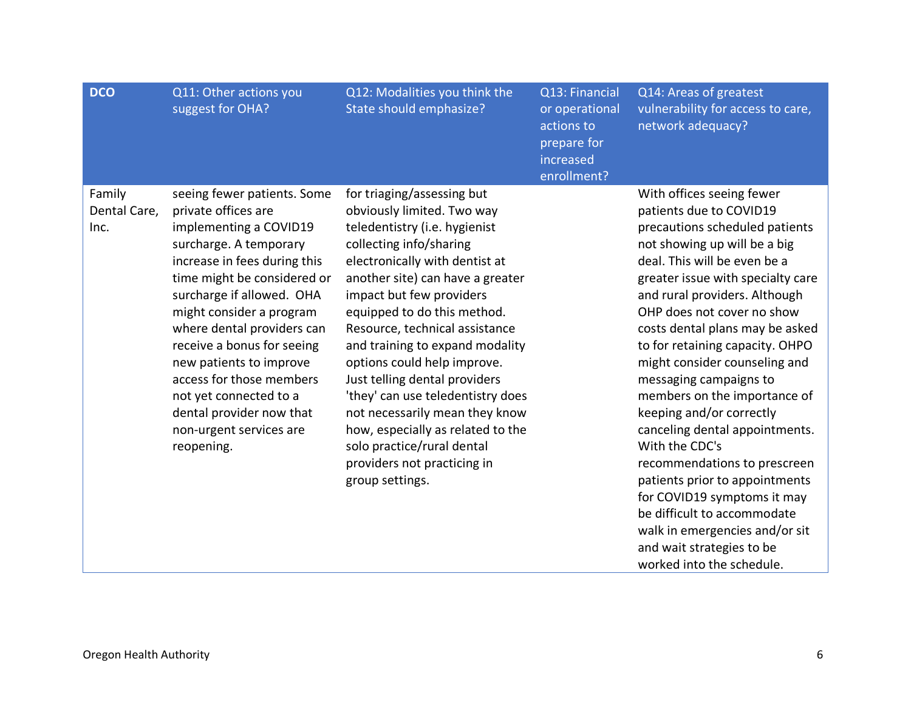| DCO | Q11: Other actions you suggest for OHA? | Q12: Modalities you think the State should emphasize? | Q13: Financial or operational actions to prepare for increased enrollment? | Q14: Areas of greatest vulnerability for access to care, network adequacy? |
|---|---|---|---|---|
| Family Dental Care, Inc. | seeing fewer patients. Some private offices are implementing a COVID19 surcharge. A temporary increase in fees during this time might be considered or surcharge if allowed. OHA might consider a program where dental providers can receive a bonus for seeing new patients to improve access for those members not yet connected to a dental provider now that non-urgent services are reopening. | for triaging/assessing but obviously limited. Two way teledentistry (i.e. hygienist collecting info/sharing electronically with dentist at another site) can have a greater impact but few providers equipped to do this method. Resource, technical assistance and training to expand modality options could help improve. Just telling dental providers 'they' can use teledentistry does not necessarily mean they know how, especially as related to the solo practice/rural dental providers not practicing in group settings. | | With offices seeing fewer patients due to COVID19 precautions scheduled patients not showing up will be a big deal. This will be even be a greater issue with specialty care and rural providers. Although OHP does not cover no show costs dental plans may be asked to for retaining capacity. OHPO might consider counseling and messaging campaigns to members on the importance of keeping and/or correctly canceling dental appointments. With the CDC's recommendations to prescreen patients prior to appointments for COVID19 symptoms it may be difficult to accommodate walk in emergencies and/or sit and wait strategies to be worked into the schedule. |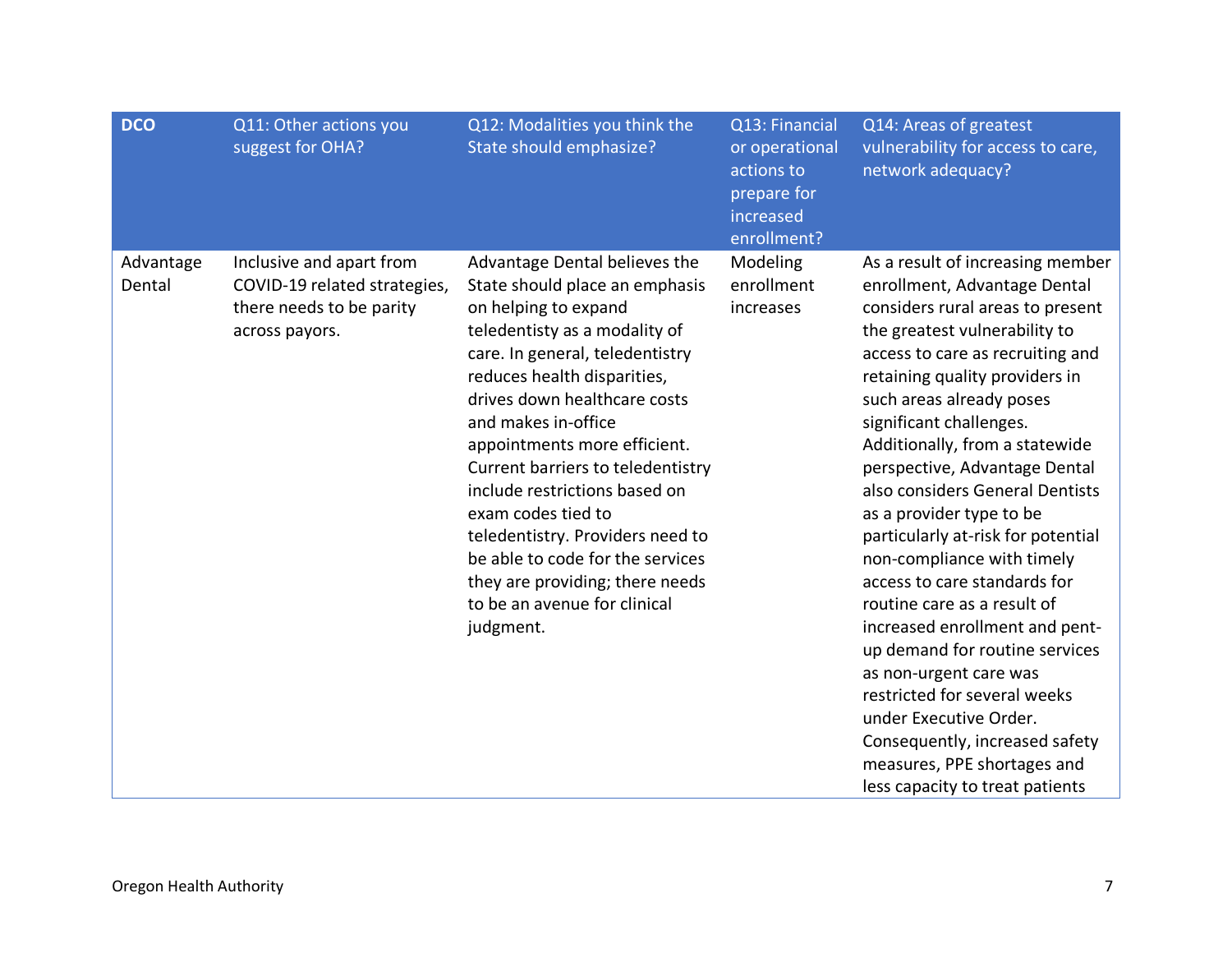| DCO | Q11: Other actions you suggest for OHA? | Q12: Modalities you think the State should emphasize? | Q13: Financial or operational actions to prepare for increased enrollment? | Q14: Areas of greatest vulnerability for access to care, network adequacy? |
|---|---|---|---|---|
| Advantage Dental | Inclusive and apart from COVID-19 related strategies, there needs to be parity across payors. | Advantage Dental believes the State should place an emphasis on helping to expand teledentisty as a modality of care. In general, teledentistry reduces health disparities, drives down healthcare costs and makes in-office appointments more efficient. Current barriers to teledentistry include restrictions based on exam codes tied to teledentistry. Providers need to be able to code for the services they are providing; there needs to be an avenue for clinical judgment. | Modeling enrollment increases | As a result of increasing member enrollment, Advantage Dental considers rural areas to present the greatest vulnerability to access to care as recruiting and retaining quality providers in such areas already poses significant challenges. Additionally, from a statewide perspective, Advantage Dental also considers General Dentists as a provider type to be particularly at-risk for potential non-compliance with timely access to care standards for routine care as a result of increased enrollment and pent-up demand for routine services as non-urgent care was restricted for several weeks under Executive Order. Consequently, increased safety measures, PPE shortages and less capacity to treat patients |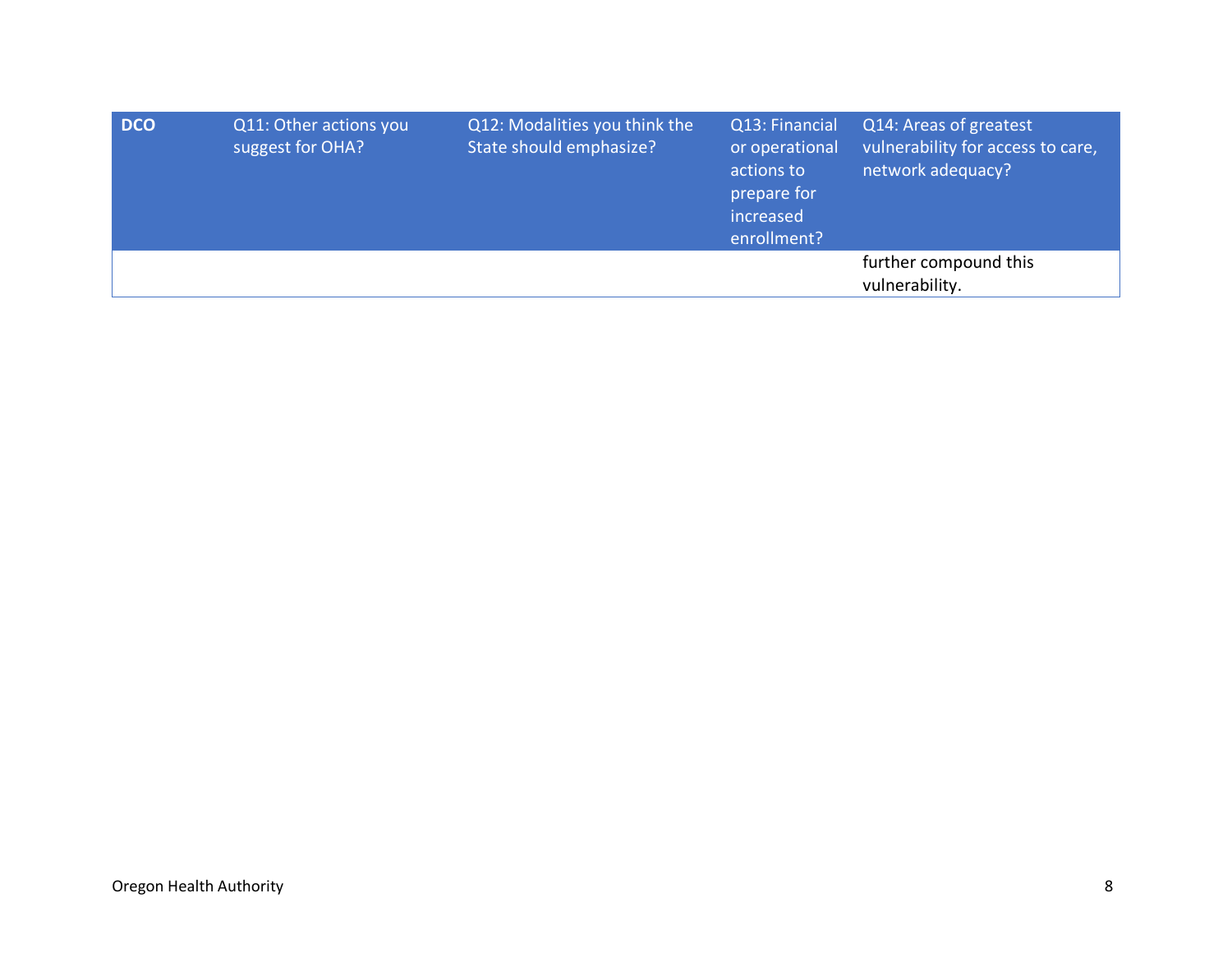| DCO | Q11: Other actions you suggest for OHA? | Q12: Modalities you think the State should emphasize? | Q13: Financial or operational actions to prepare for increased enrollment? | Q14: Areas of greatest vulnerability for access to care, network adequacy? |
|---|---|---|---|---|
| | | | | further compound this vulnerability. |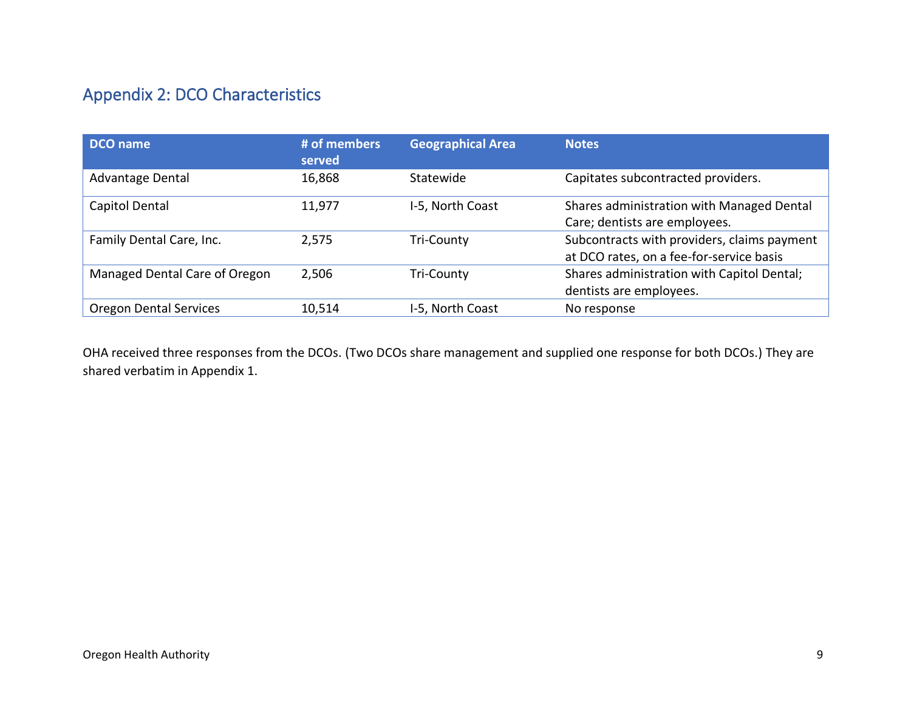## Appendix 2: DCO Characteristics

| DCO name | # of members served | Geographical Area | Notes |
|---|---|---|---|
| Advantage Dental | 16,868 | Statewide | Capitates subcontracted providers. |
| Capitol Dental | 11,977 | I-5, North Coast | Shares administration with Managed Dental Care; dentists are employees. |
| Family Dental Care, Inc. | 2,575 | Tri-County | Subcontracts with providers, claims payment at DCO rates, on a fee-for-service basis |
| Managed Dental Care of Oregon | 2,506 | Tri-County | Shares administration with Capitol Dental; dentists are employees. |
| Oregon Dental Services | 10,514 | I-5, North Coast | No response |

OHA received three responses from the DCOs. (Two DCOs share management and supplied one response for both DCOs.) They are shared verbatim in Appendix 1.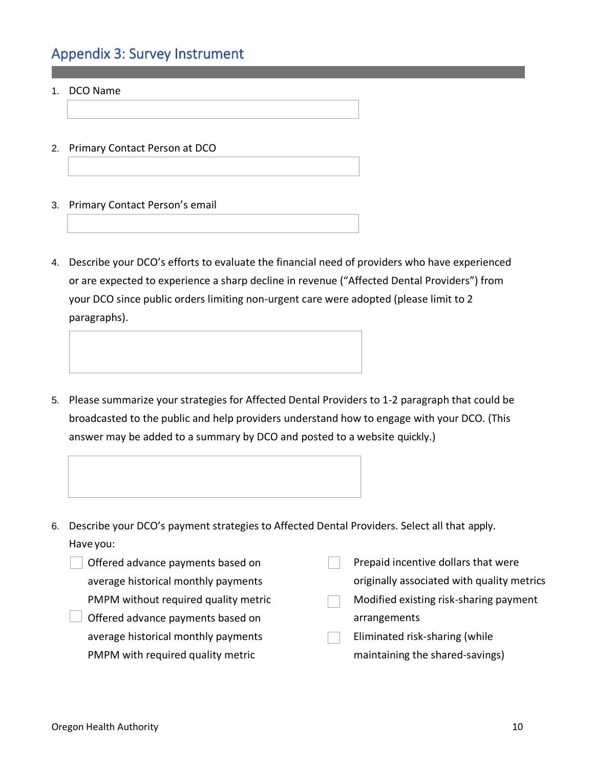## Appendix 3: Survey Instrument

1. DCO Name

2. Primary Contact Person at DCO

3. Primary Contact Person's email

4. Describe your DCO's efforts to evaluate the financial need of providers who have experienced or are expected to experience a sharp decline in revenue ("Affected Dental Providers") from your DCO since public orders limiting non-urgent care were adopted (please limit to 2 paragraphs).

5. Please summarize your strategies for Affected Dental Providers to 1-2 paragraph that could be broadcasted to the public and help providers understand how to engage with your DCO. (This answer may be added to a summary by DCO and posted to a website quickly.)

6. Describe your DCO's payment strategies to Affected Dental Providers. Select all that apply. Have you:

   - ☐ Offered advance payments based on average historical monthly payments PMPM without required quality metric
   - ☐ Offered advance payments based on average historical monthly payments PMPM with required quality metric
   - ☐ Prepaid incentive dollars that were originally associated with quality metrics
   - ☐ Modified existing risk-sharing payment arrangements
   - ☐ Eliminated risk-sharing (while maintaining the shared-savings)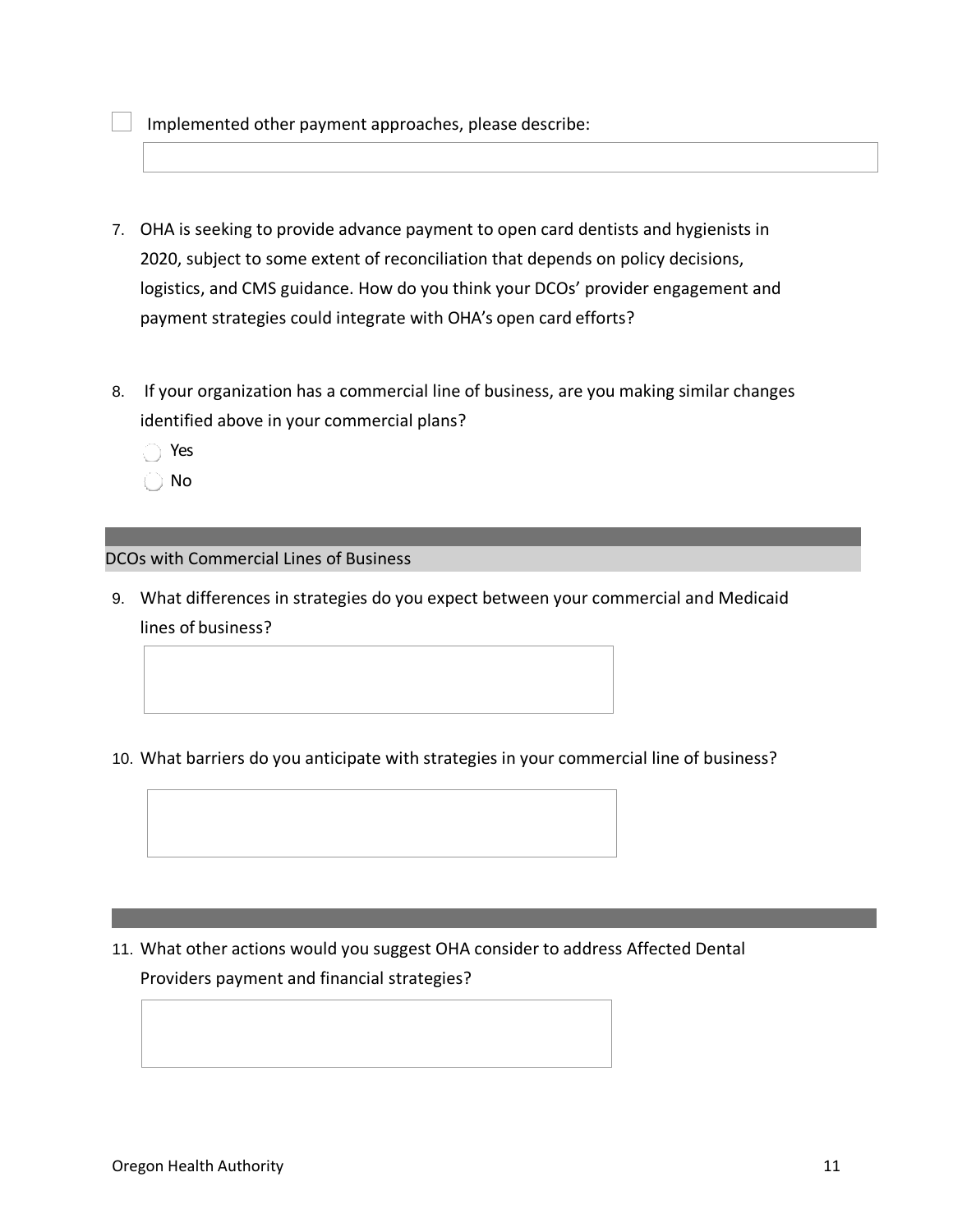☐ Implemented other payment approaches, please describe:

7. OHA is seeking to provide advance payment to open card dentists and hygienists in 2020, subject to some extent of reconciliation that depends on policy decisions, logistics, and CMS guidance. How do you think your DCOs' provider engagement and payment strategies could integrate with OHA's open card efforts?

8. If your organization has a commercial line of business, are you making similar changes identified above in your commercial plans?
   - ○ Yes
   - ○ No

## DCOs with Commercial Lines of Business

9. What differences in strategies do you expect between your commercial and Medicaid lines of business?

10. What barriers do you anticipate with strategies in your commercial line of business?

11. What other actions would you suggest OHA consider to address Affected Dental Providers payment and financial strategies?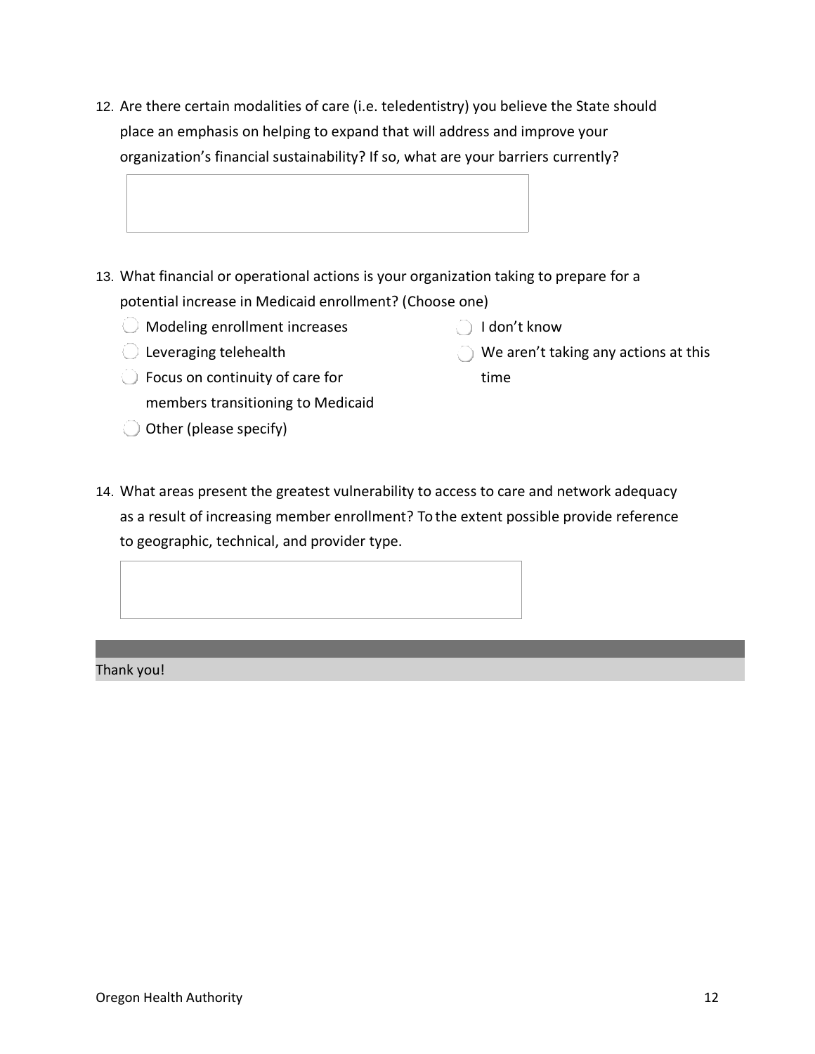12. Are there certain modalities of care (i.e. teledentistry) you believe the State should place an emphasis on helping to expand that will address and improve your organization's financial sustainability? If so, what are your barriers currently?

13. What financial or operational actions is your organization taking to prepare for a potential increase in Medicaid enrollment? (Choose one)
    - Modeling enrollment increases
    - Leveraging telehealth
    - Focus on continuity of care for members transitioning to Medicaid
    - Other (please specify)
    - I don't know
    - We aren't taking any actions at this time

14. What areas present the greatest vulnerability to access to care and network adequacy as a result of increasing member enrollment? To the extent possible provide reference to geographic, technical, and provider type.

Thank you!